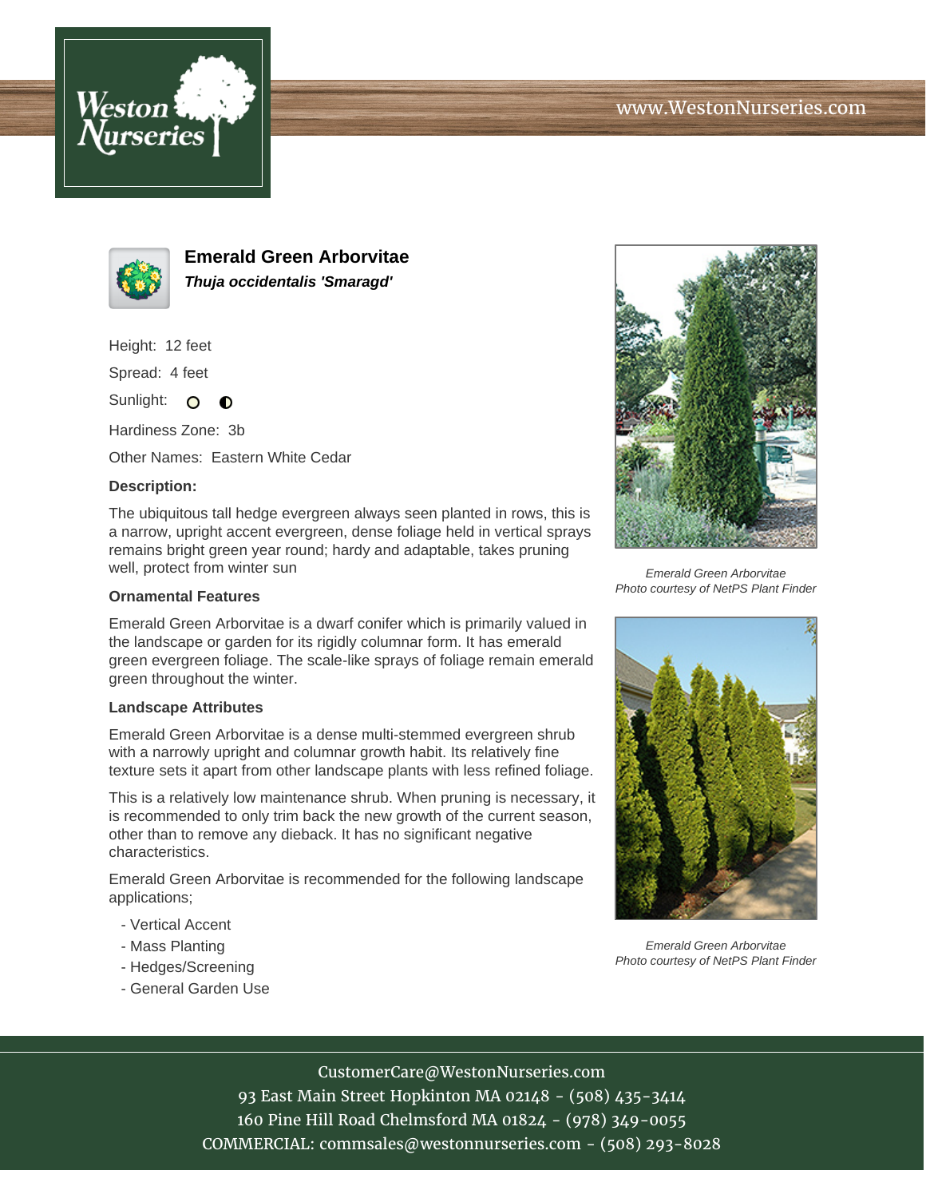www.WestonNurseries.com

# Emerald Green Arborvitae

***Thuja occidentalis 'Smaragd'***

Height: 12 feet

Spread: 4 feet

Sunlight: ○ ◐

Hardiness Zone: 3b

Other Names: Eastern White Cedar

**Description:**

The ubiquitous tall hedge evergreen always seen planted in rows, this is a narrow, upright accent evergreen, dense foliage held in vertical sprays remains bright green year round; hardy and adaptable, takes pruning well, protect from winter sun

### Ornamental Features

Emerald Green Arborvitae is a dwarf conifer which is primarily valued in the landscape or garden for its rigidly columnar form. It has emerald green evergreen foliage. The scale-like sprays of foliage remain emerald green throughout the winter.

### Landscape Attributes

Emerald Green Arborvitae is a dense multi-stemmed evergreen shrub with a narrowly upright and columnar growth habit. Its relatively fine texture sets it apart from other landscape plants with less refined foliage.

This is a relatively low maintenance shrub. When pruning is necessary, it is recommended to only trim back the new growth of the current season, other than to remove any dieback. It has no significant negative characteristics.

Emerald Green Arborvitae is recommended for the following landscape applications;

- Vertical Accent
- Mass Planting
- Hedges/Screening
- General Garden Use

*Emerald Green Arborvitae*
*Photo courtesy of NetPS Plant Finder*

*Emerald Green Arborvitae*
*Photo courtesy of NetPS Plant Finder*

CustomerCare@WestonNurseries.com
93 East Main Street Hopkinton MA 02148 - (508) 435-3414
160 Pine Hill Road Chelmsford MA 01824 - (978) 349-0055
COMMERCIAL: commsales@westonnurseries.com - (508) 293-8028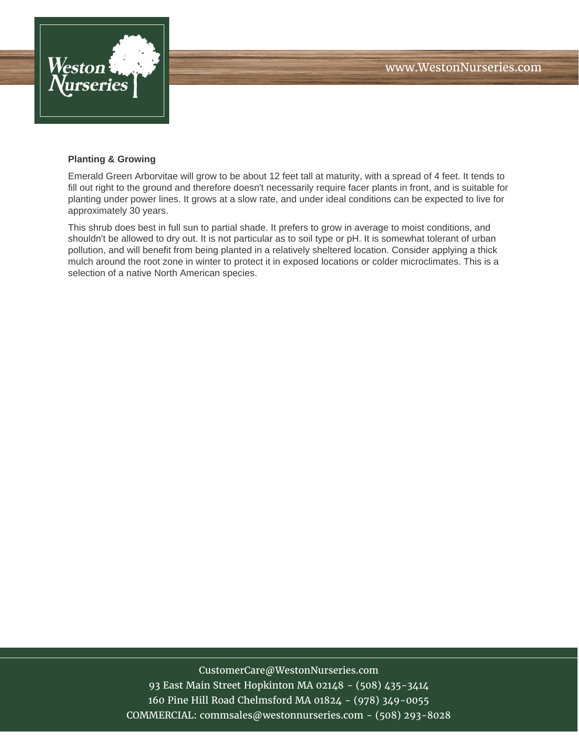### Planting & Growing

Emerald Green Arborvitae will grow to be about 12 feet tall at maturity, with a spread of 4 feet. It tends to fill out right to the ground and therefore doesn't necessarily require facer plants in front, and is suitable for planting under power lines. It grows at a slow rate, and under ideal conditions can be expected to live for approximately 30 years.

This shrub does best in full sun to partial shade. It prefers to grow in average to moist conditions, and shouldn't be allowed to dry out. It is not particular as to soil type or pH. It is somewhat tolerant of urban pollution, and will benefit from being planted in a relatively sheltered location. Consider applying a thick mulch around the root zone in winter to protect it in exposed locations or colder microclimates. This is a selection of a native North American species.